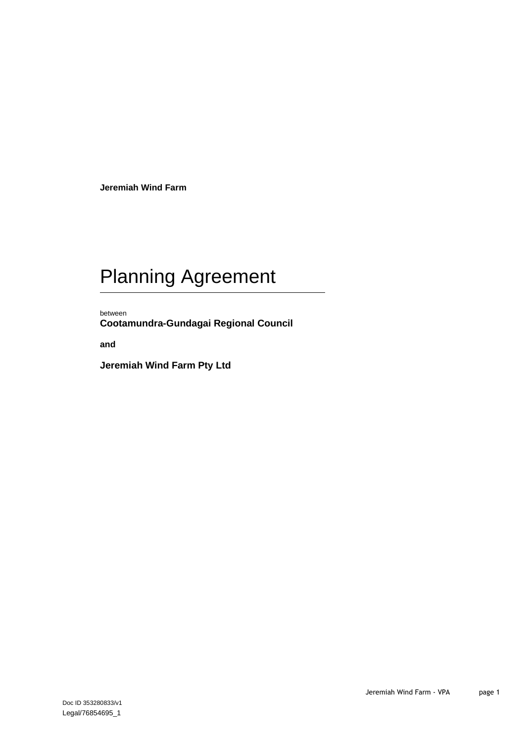**Jeremiah Wind Farm**

# Planning Agreement

between

**Cootamundra-Gundagai Regional Council**

**and**

**Jeremiah Wind Farm Pty Ltd**

Doc ID 353280833/v1

Legal/76854695_1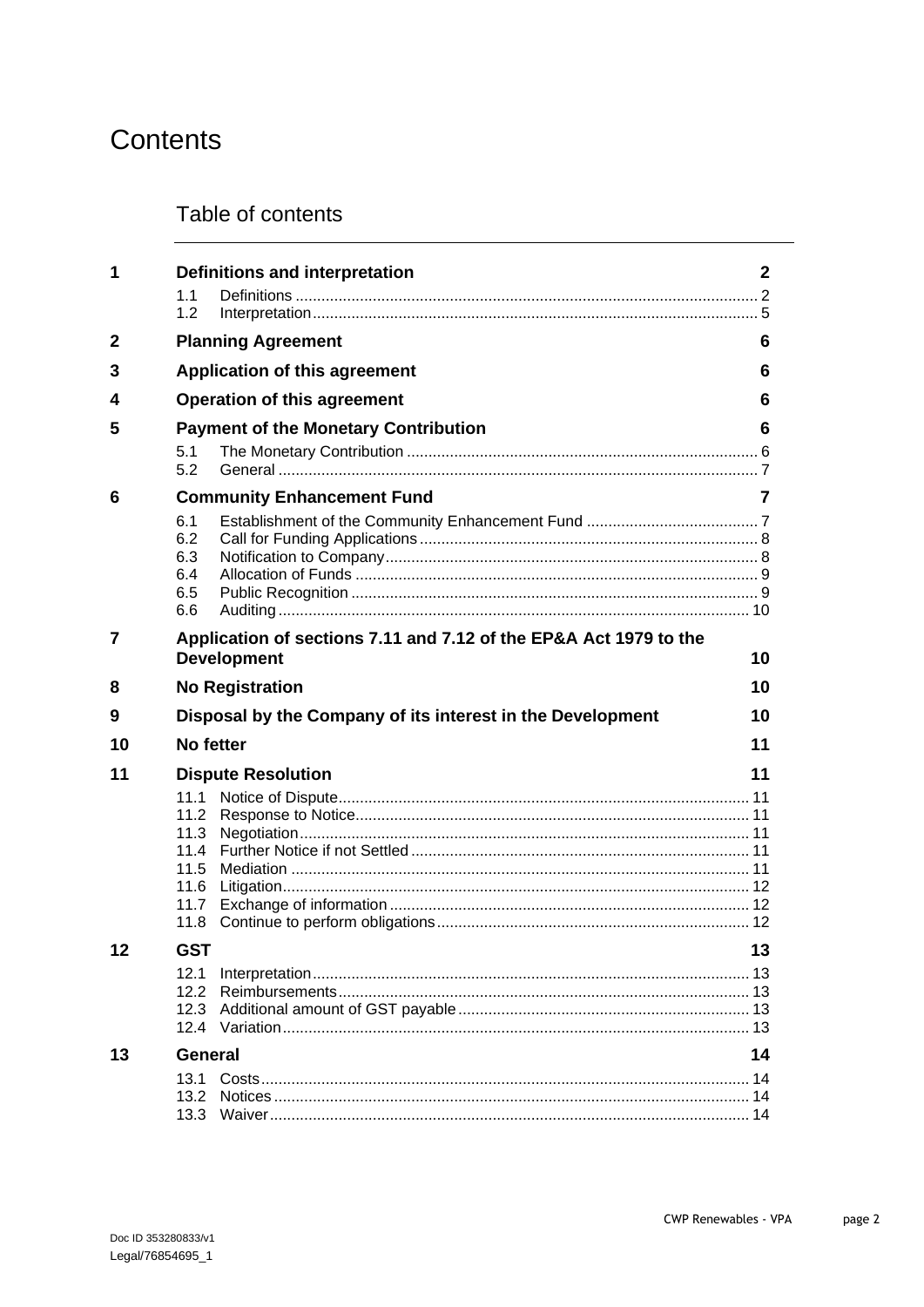# Contents

## Table of contents

| | | |
|---|---|---|
| **1** | **Definitions and interpretation** | **2** |
| | 1.1 Definitions | 2 |
| | 1.2 Interpretation | 5 |
| **2** | **Planning Agreement** | **6** |
| **3** | **Application of this agreement** | **6** |
| **4** | **Operation of this agreement** | **6** |
| **5** | **Payment of the Monetary Contribution** | **6** |
| | 5.1 The Monetary Contribution | 6 |
| | 5.2 General | 7 |
| **6** | **Community Enhancement Fund** | **7** |
| | 6.1 Establishment of the Community Enhancement Fund | 7 |
| | 6.2 Call for Funding Applications | 8 |
| | 6.3 Notification to Company | 8 |
| | 6.4 Allocation of Funds | 9 |
| | 6.5 Public Recognition | 9 |
| | 6.6 Auditing | 10 |
| **7** | **Application of sections 7.11 and 7.12 of the EP&A Act 1979 to the Development** | **10** |
| **8** | **No Registration** | **10** |
| **9** | **Disposal by the Company of its interest in the Development** | **10** |
| **10** | **No fetter** | **11** |
| **11** | **Dispute Resolution** | **11** |
| | 11.1 Notice of Dispute | 11 |
| | 11.2 Response to Notice | 11 |
| | 11.3 Negotiation | 11 |
| | 11.4 Further Notice if not Settled | 11 |
| | 11.5 Mediation | 11 |
| | 11.6 Litigation | 12 |
| | 11.7 Exchange of information | 12 |
| | 11.8 Continue to perform obligations | 12 |
| **12** | **GST** | **13** |
| | 12.1 Interpretation | 13 |
| | 12.2 Reimbursements | 13 |
| | 12.3 Additional amount of GST payable | 13 |
| | 12.4 Variation | 13 |
| **13** | **General** | **14** |
| | 13.1 Costs | 14 |
| | 13.2 Notices | 14 |
| | 13.3 Waiver | 14 |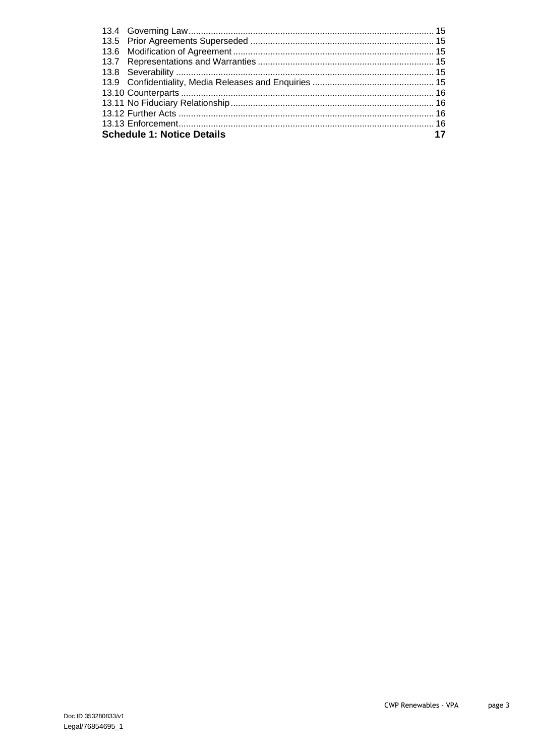13.4 Governing Law .......... 15
13.5 Prior Agreements Superseded .......... 15
13.6 Modification of Agreement .......... 15
13.7 Representations and Warranties .......... 15
13.8 Severability .......... 15
13.9 Confidentiality, Media Releases and Enquiries .......... 15
13.10 Counterparts .......... 16
13.11 No Fiduciary Relationship .......... 16
13.12 Further Acts .......... 16
13.13 Enforcement .......... 16

**Schedule 1: Notice Details 17**

Doc ID 353280833/v1
Legal/76854695_1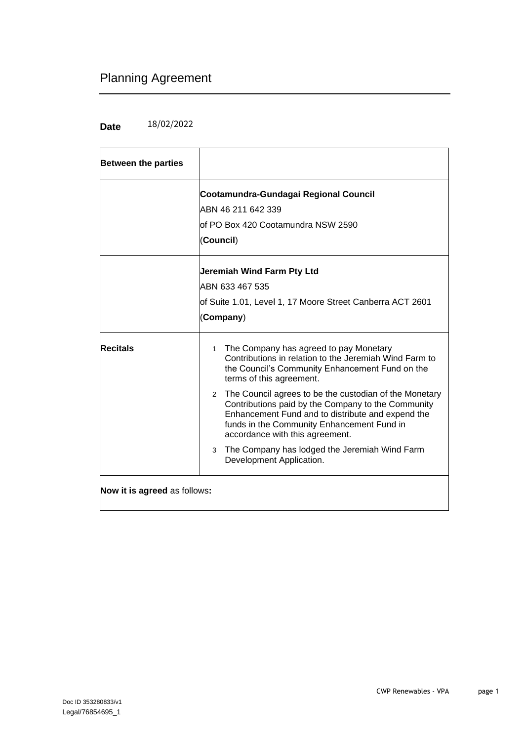# Planning Agreement

**Date** 18/02/2022

| **Between the parties** | |
|---|---|
| | **Cootamundra-Gundagai Regional Council**<br>ABN 46 211 642 339<br>of PO Box 420 Cootamundra NSW 2590<br>(**Council**) |
| | **Jeremiah Wind Farm Pty Ltd**<br>ABN 633 467 535<br>of Suite 1.01, Level 1, 17 Moore Street Canberra ACT 2601<br>(**Company**) |
| **Recitals** | 1 The Company has agreed to pay Monetary Contributions in relation to the Jeremiah Wind Farm to the Council's Community Enhancement Fund on the terms of this agreement.<br>2 The Council agrees to be the custodian of the Monetary Contributions paid by the Company to the Community Enhancement Fund and to distribute and expend the funds in the Community Enhancement Fund in accordance with this agreement.<br>3 The Company has lodged the Jeremiah Wind Farm Development Application. |

**Now it is agreed** as follows**:**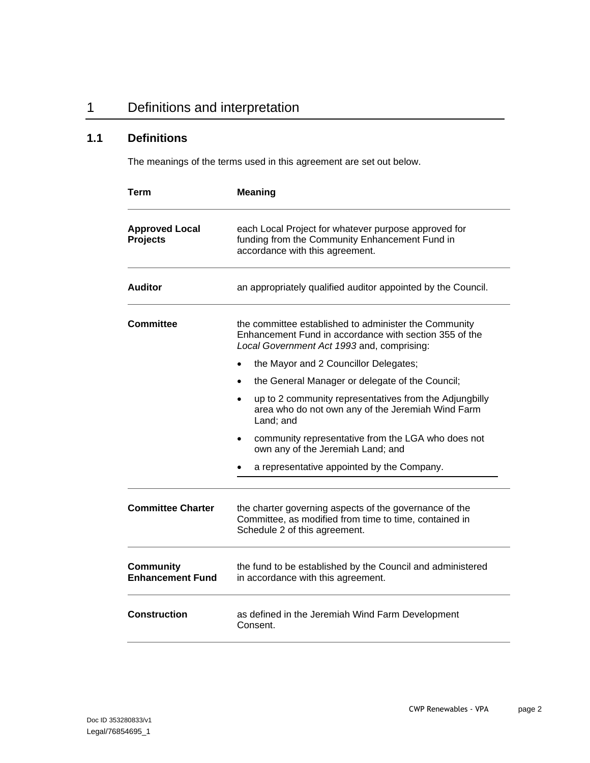# 1 Definitions and interpretation

## 1.1 Definitions

The meanings of the terms used in this agreement are set out below.

| Term | Meaning |
|---|---|
| **Approved Local Projects** | each Local Project for whatever purpose approved for funding from the Community Enhancement Fund in accordance with this agreement. |
| **Auditor** | an appropriately qualified auditor appointed by the Council. |
| **Committee** | the committee established to administer the Community Enhancement Fund in accordance with section 355 of the *Local Government Act 1993* and, comprising:<br>• the Mayor and 2 Councillor Delegates;<br>• the General Manager or delegate of the Council;<br>• up to 2 community representatives from the Adjungbilly area who do not own any of the Jeremiah Wind Farm Land; and<br>• community representative from the LGA who does not own any of the Jeremiah Land; and<br>• a representative appointed by the Company. |
| **Committee Charter** | the charter governing aspects of the governance of the Committee, as modified from time to time, contained in Schedule 2 of this agreement. |
| **Community Enhancement Fund** | the fund to be established by the Council and administered in accordance with this agreement. |
| **Construction** | as defined in the Jeremiah Wind Farm Development Consent. |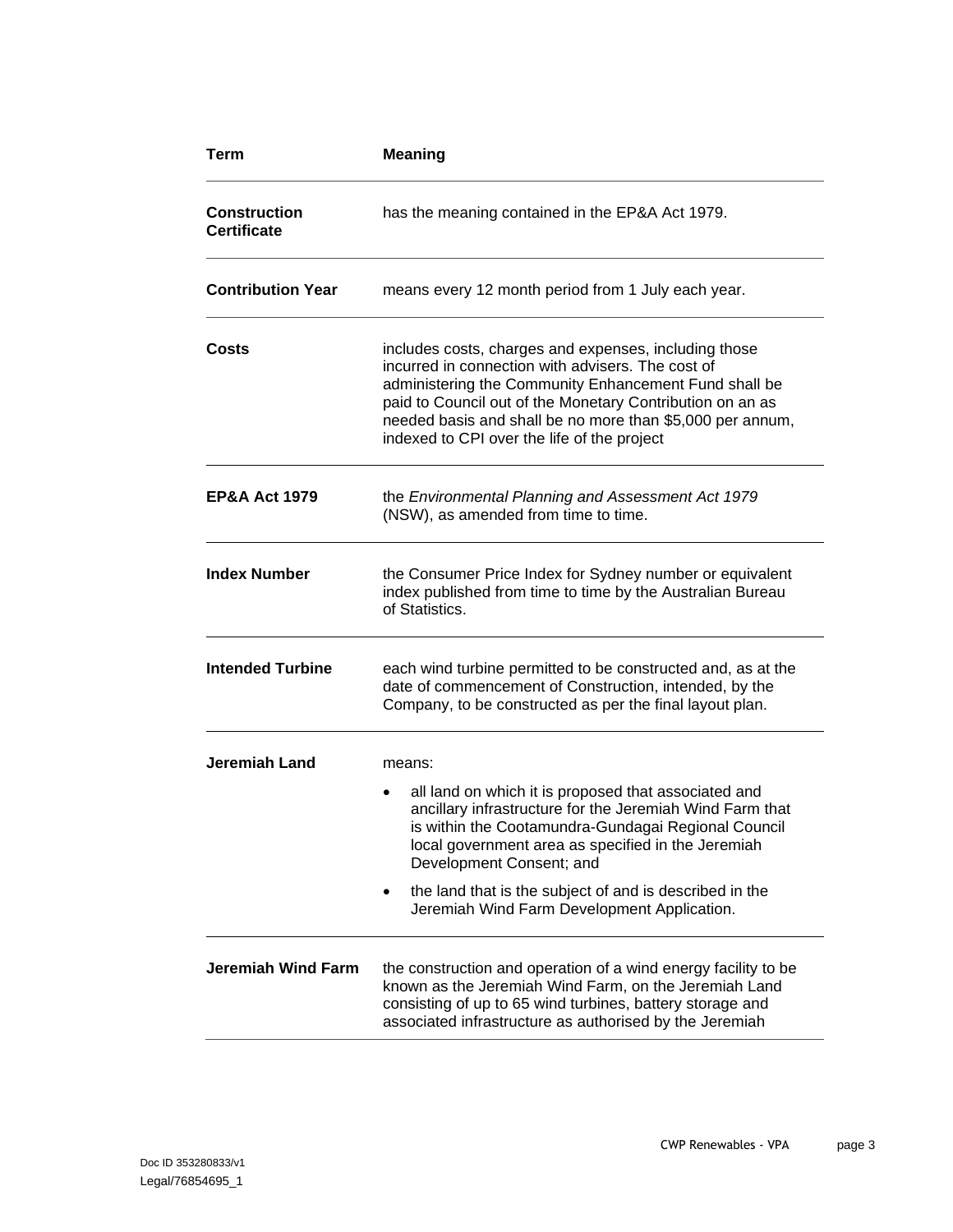| Term | Meaning |
| --- | --- |
| **Construction Certificate** | has the meaning contained in the EP&A Act 1979. |
| **Contribution Year** | means every 12 month period from 1 July each year. |
| **Costs** | includes costs, charges and expenses, including those incurred in connection with advisers. The cost of administering the Community Enhancement Fund shall be paid to Council out of the Monetary Contribution on an as needed basis and shall be no more than $5,000 per annum, indexed to CPI over the life of the project |
| **EP&A Act 1979** | the *Environmental Planning and Assessment Act 1979* (NSW), as amended from time to time. |
| **Index Number** | the Consumer Price Index for Sydney number or equivalent index published from time to time by the Australian Bureau of Statistics. |
| **Intended Turbine** | each wind turbine permitted to be constructed and, as at the date of commencement of Construction, intended, by the Company, to be constructed as per the final layout plan. |
| **Jeremiah Land** | means: <br>• all land on which it is proposed that associated and ancillary infrastructure for the Jeremiah Wind Farm that is within the Cootamundra-Gundagai Regional Council local government area as specified in the Jeremiah Development Consent; and <br>• the land that is the subject of and is described in the Jeremiah Wind Farm Development Application. |
| **Jeremiah Wind Farm** | the construction and operation of a wind energy facility to be known as the Jeremiah Wind Farm, on the Jeremiah Land consisting of up to 65 wind turbines, battery storage and associated infrastructure as authorised by the Jeremiah |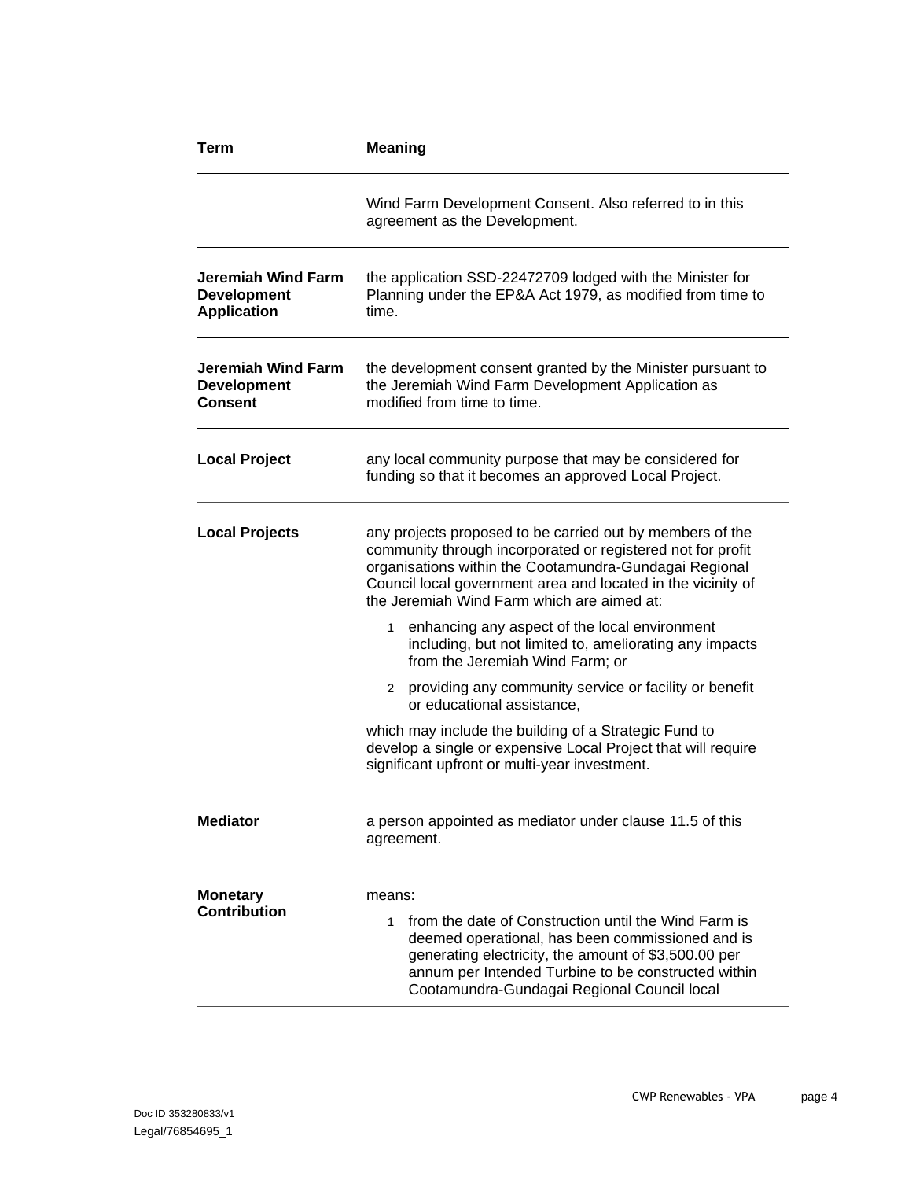| Term | Meaning |
| --- | --- |
| | Wind Farm Development Consent. Also referred to in this agreement as the Development. |
| **Jeremiah Wind Farm Development Application** | the application SSD-22472709 lodged with the Minister for Planning under the EP&A Act 1979, as modified from time to time. |
| **Jeremiah Wind Farm Development Consent** | the development consent granted by the Minister pursuant to the Jeremiah Wind Farm Development Application as modified from time to time. |
| **Local Project** | any local community purpose that may be considered for funding so that it becomes an approved Local Project. |
| **Local Projects** | any projects proposed to be carried out by members of the community through incorporated or registered not for profit organisations within the Cootamundra-Gundagai Regional Council local government area and located in the vicinity of the Jeremiah Wind Farm which are aimed at:<br><br>1 enhancing any aspect of the local environment including, but not limited to, ameliorating any impacts from the Jeremiah Wind Farm; or<br><br>2 providing any community service or facility or benefit or educational assistance,<br><br>which may include the building of a Strategic Fund to develop a single or expensive Local Project that will require significant upfront or multi-year investment. |
| **Mediator** | a person appointed as mediator under clause 11.5 of this agreement. |
| **Monetary Contribution** | means:<br><br>1 from the date of Construction until the Wind Farm is deemed operational, has been commissioned and is generating electricity, the amount of $3,500.00 per annum per Intended Turbine to be constructed within Cootamundra-Gundagai Regional Council local |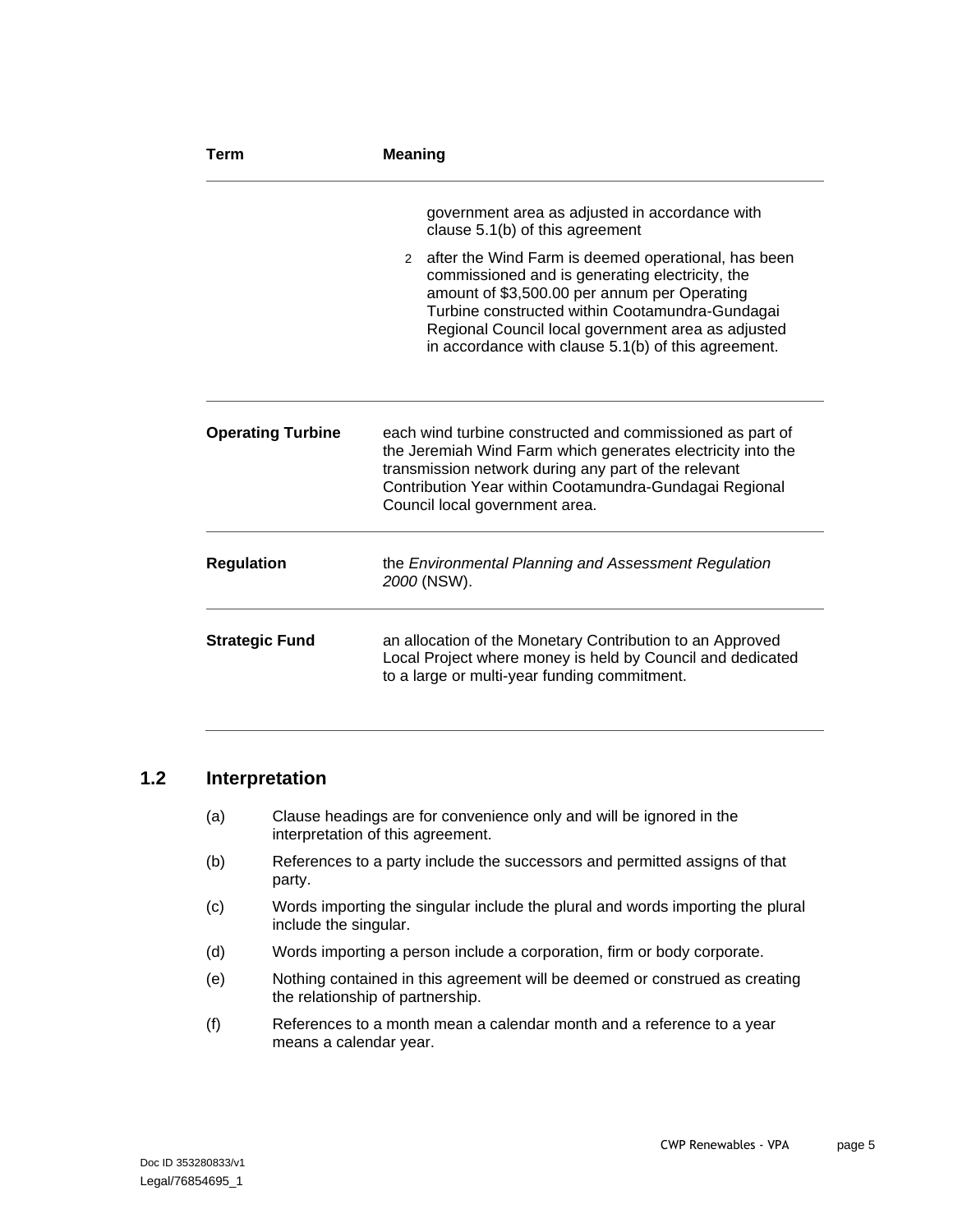| Term | Meaning |
|---|---|
| | government area as adjusted in accordance with clause 5.1(b) of this agreement<br><br>2 after the Wind Farm is deemed operational, has been commissioned and is generating electricity, the amount of $3,500.00 per annum per Operating Turbine constructed within Cootamundra-Gundagai Regional Council local government area as adjusted in accordance with clause 5.1(b) of this agreement. |
| **Operating Turbine** | each wind turbine constructed and commissioned as part of the Jeremiah Wind Farm which generates electricity into the transmission network during any part of the relevant Contribution Year within Cootamundra-Gundagai Regional Council local government area. |
| **Regulation** | the *Environmental Planning and Assessment Regulation 2000* (NSW). |
| **Strategic Fund** | an allocation of the Monetary Contribution to an Approved Local Project where money is held by Council and dedicated to a large or multi-year funding commitment. |

## 1.2 Interpretation

(a) Clause headings are for convenience only and will be ignored in the interpretation of this agreement.

(b) References to a party include the successors and permitted assigns of that party.

(c) Words importing the singular include the plural and words importing the plural include the singular.

(d) Words importing a person include a corporation, firm or body corporate.

(e) Nothing contained in this agreement will be deemed or construed as creating the relationship of partnership.

(f) References to a month mean a calendar month and a reference to a year means a calendar year.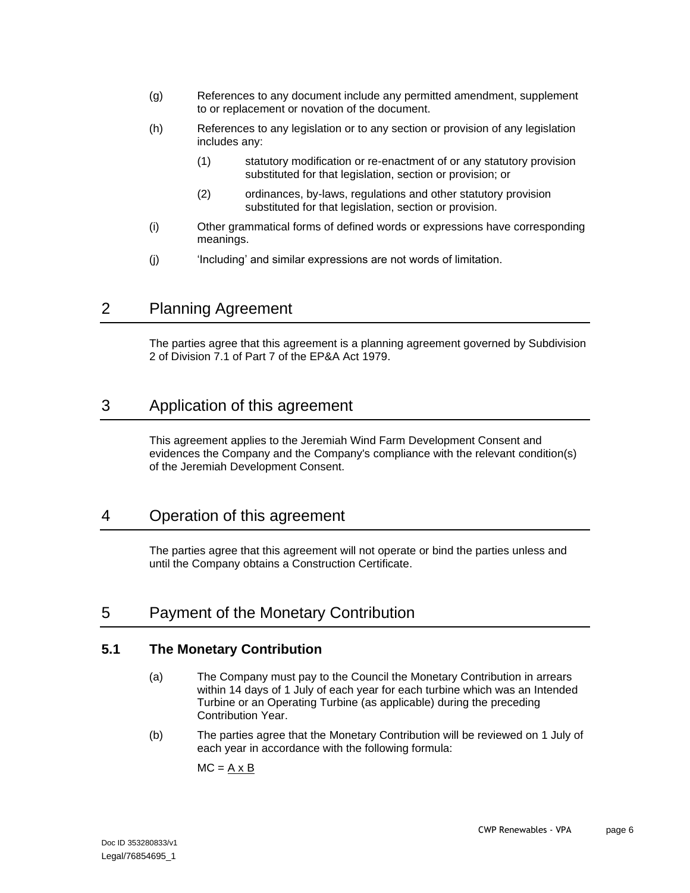(g) References to any document include any permitted amendment, supplement to or replacement or novation of the document.

(h) References to any legislation or to any section or provision of any legislation includes any:

  (1) statutory modification or re-enactment of or any statutory provision substituted for that legislation, section or provision; or

  (2) ordinances, by-laws, regulations and other statutory provision substituted for that legislation, section or provision.

(i) Other grammatical forms of defined words or expressions have corresponding meanings.

(j) 'Including' and similar expressions are not words of limitation.

# 2 Planning Agreement

The parties agree that this agreement is a planning agreement governed by Subdivision 2 of Division 7.1 of Part 7 of the EP&A Act 1979.

# 3 Application of this agreement

This agreement applies to the Jeremiah Wind Farm Development Consent and evidences the Company and the Company's compliance with the relevant condition(s) of the Jeremiah Development Consent.

# 4 Operation of this agreement

The parties agree that this agreement will not operate or bind the parties unless and until the Company obtains a Construction Certificate.

# 5 Payment of the Monetary Contribution

## 5.1 The Monetary Contribution

(a) The Company must pay to the Council the Monetary Contribution in arrears within 14 days of 1 July of each year for each turbine which was an Intended Turbine or an Operating Turbine (as applicable) during the preceding Contribution Year.

(b) The parties agree that the Monetary Contribution will be reviewed on 1 July of each year in accordance with the following formula:

$MC = \underline{A \times B}$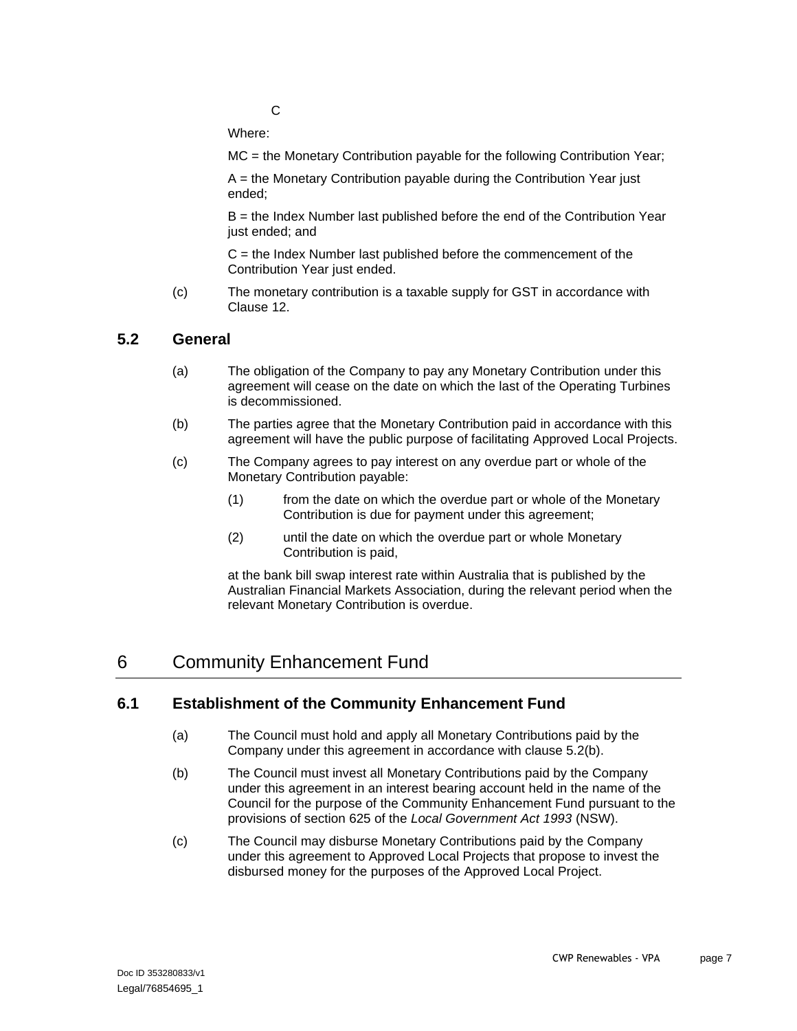C

Where:

MC = the Monetary Contribution payable for the following Contribution Year;

A = the Monetary Contribution payable during the Contribution Year just ended;

B = the Index Number last published before the end of the Contribution Year just ended; and

C = the Index Number last published before the commencement of the Contribution Year just ended.

(c) The monetary contribution is a taxable supply for GST in accordance with Clause 12.

### 5.2 General

(a) The obligation of the Company to pay any Monetary Contribution under this agreement will cease on the date on which the last of the Operating Turbines is decommissioned.

(b) The parties agree that the Monetary Contribution paid in accordance with this agreement will have the public purpose of facilitating Approved Local Projects.

(c) The Company agrees to pay interest on any overdue part or whole of the Monetary Contribution payable:

(1) from the date on which the overdue part or whole of the Monetary Contribution is due for payment under this agreement;

(2) until the date on which the overdue part or whole Monetary Contribution is paid,

at the bank bill swap interest rate within Australia that is published by the Australian Financial Markets Association, during the relevant period when the relevant Monetary Contribution is overdue.

## 6 Community Enhancement Fund

### 6.1 Establishment of the Community Enhancement Fund

(a) The Council must hold and apply all Monetary Contributions paid by the Company under this agreement in accordance with clause 5.2(b).

(b) The Council must invest all Monetary Contributions paid by the Company under this agreement in an interest bearing account held in the name of the Council for the purpose of the Community Enhancement Fund pursuant to the provisions of section 625 of the *Local Government Act 1993* (NSW).

(c) The Council may disburse Monetary Contributions paid by the Company under this agreement to Approved Local Projects that propose to invest the disbursed money for the purposes of the Approved Local Project.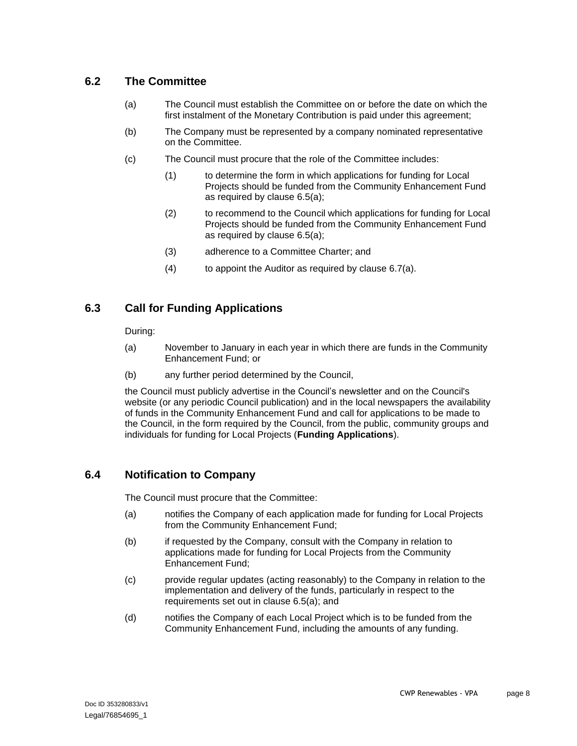## 6.2 The Committee

(a) The Council must establish the Committee on or before the date on which the first instalment of the Monetary Contribution is paid under this agreement;

(b) The Company must be represented by a company nominated representative on the Committee.

(c) The Council must procure that the role of the Committee includes:

  (1) to determine the form in which applications for funding for Local Projects should be funded from the Community Enhancement Fund as required by clause 6.5(a);

  (2) to recommend to the Council which applications for funding for Local Projects should be funded from the Community Enhancement Fund as required by clause 6.5(a);

  (3) adherence to a Committee Charter; and

  (4) to appoint the Auditor as required by clause 6.7(a).

## 6.3 Call for Funding Applications

During:

(a) November to January in each year in which there are funds in the Community Enhancement Fund; or

(b) any further period determined by the Council,

the Council must publicly advertise in the Council's newsletter and on the Council's website (or any periodic Council publication) and in the local newspapers the availability of funds in the Community Enhancement Fund and call for applications to be made to the Council, in the form required by the Council, from the public, community groups and individuals for funding for Local Projects (**Funding Applications**).

## 6.4 Notification to Company

The Council must procure that the Committee:

(a) notifies the Company of each application made for funding for Local Projects from the Community Enhancement Fund;

(b) if requested by the Company, consult with the Company in relation to applications made for funding for Local Projects from the Community Enhancement Fund;

(c) provide regular updates (acting reasonably) to the Company in relation to the implementation and delivery of the funds, particularly in respect to the requirements set out in clause 6.5(a); and

(d) notifies the Company of each Local Project which is to be funded from the Community Enhancement Fund, including the amounts of any funding.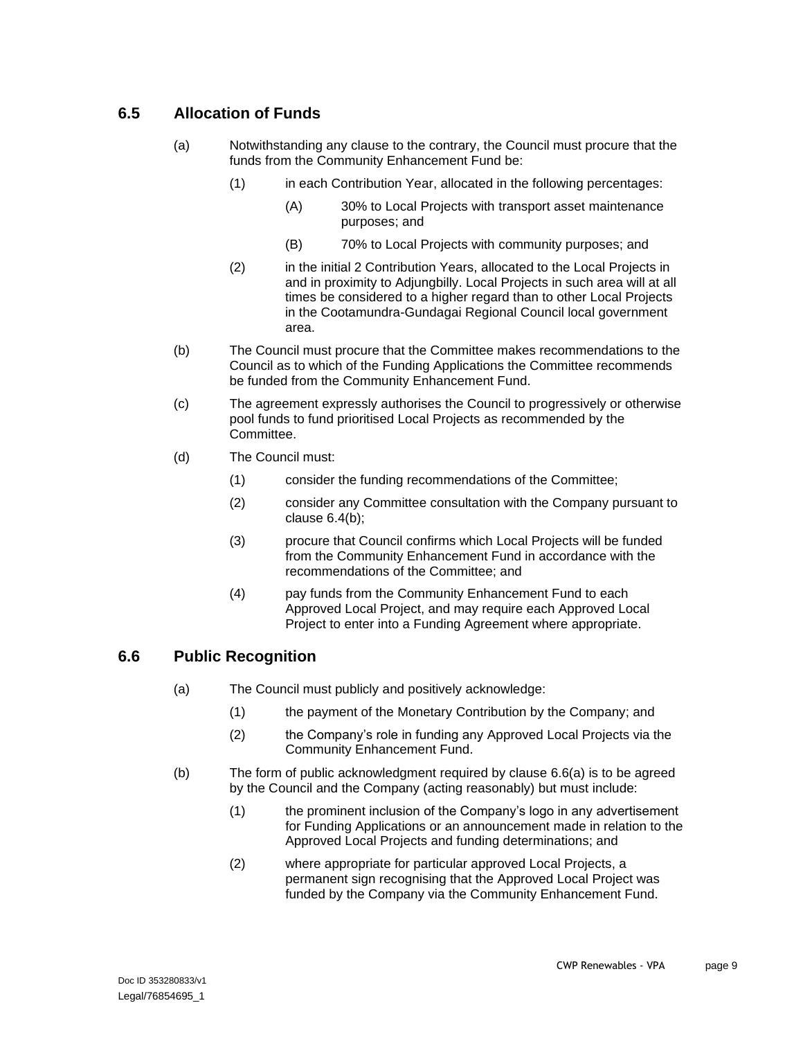## 6.5 Allocation of Funds

(a) Notwithstanding any clause to the contrary, the Council must procure that the funds from the Community Enhancement Fund be:

  (1) in each Contribution Year, allocated in the following percentages:

    (A) 30% to Local Projects with transport asset maintenance purposes; and

    (B) 70% to Local Projects with community purposes; and

  (2) in the initial 2 Contribution Years, allocated to the Local Projects in and in proximity to Adjungbilly. Local Projects in such area will at all times be considered to a higher regard than to other Local Projects in the Cootamundra-Gundagai Regional Council local government area.

(b) The Council must procure that the Committee makes recommendations to the Council as to which of the Funding Applications the Committee recommends be funded from the Community Enhancement Fund.

(c) The agreement expressly authorises the Council to progressively or otherwise pool funds to fund prioritised Local Projects as recommended by the Committee.

(d) The Council must:

  (1) consider the funding recommendations of the Committee;

  (2) consider any Committee consultation with the Company pursuant to clause 6.4(b);

  (3) procure that Council confirms which Local Projects will be funded from the Community Enhancement Fund in accordance with the recommendations of the Committee; and

  (4) pay funds from the Community Enhancement Fund to each Approved Local Project, and may require each Approved Local Project to enter into a Funding Agreement where appropriate.

## 6.6 Public Recognition

(a) The Council must publicly and positively acknowledge:

  (1) the payment of the Monetary Contribution by the Company; and

  (2) the Company's role in funding any Approved Local Projects via the Community Enhancement Fund.

(b) The form of public acknowledgment required by clause 6.6(a) is to be agreed by the Council and the Company (acting reasonably) but must include:

  (1) the prominent inclusion of the Company's logo in any advertisement for Funding Applications or an announcement made in relation to the Approved Local Projects and funding determinations; and

  (2) where appropriate for particular approved Local Projects, a permanent sign recognising that the Approved Local Project was funded by the Company via the Community Enhancement Fund.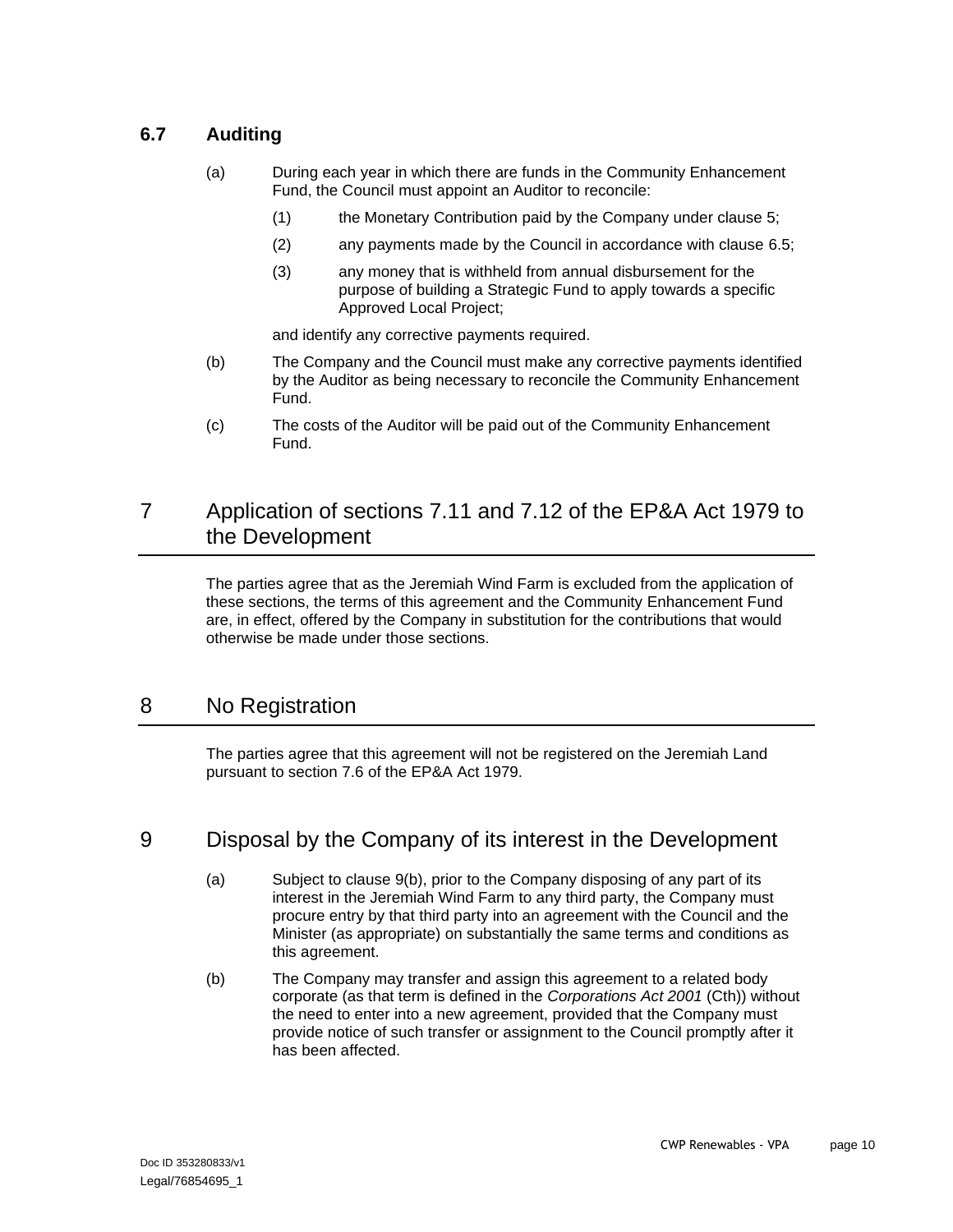### 6.7 Auditing

(a) During each year in which there are funds in the Community Enhancement Fund, the Council must appoint an Auditor to reconcile:

(1) the Monetary Contribution paid by the Company under clause 5;

(2) any payments made by the Council in accordance with clause 6.5;

(3) any money that is withheld from annual disbursement for the purpose of building a Strategic Fund to apply towards a specific Approved Local Project;

and identify any corrective payments required.

(b) The Company and the Council must make any corrective payments identified by the Auditor as being necessary to reconcile the Community Enhancement Fund.

(c) The costs of the Auditor will be paid out of the Community Enhancement Fund.

## 7 Application of sections 7.11 and 7.12 of the EP&A Act 1979 to the Development

The parties agree that as the Jeremiah Wind Farm is excluded from the application of these sections, the terms of this agreement and the Community Enhancement Fund are, in effect, offered by the Company in substitution for the contributions that would otherwise be made under those sections.

## 8 No Registration

The parties agree that this agreement will not be registered on the Jeremiah Land pursuant to section 7.6 of the EP&A Act 1979.

## 9 Disposal by the Company of its interest in the Development

(a) Subject to clause 9(b), prior to the Company disposing of any part of its interest in the Jeremiah Wind Farm to any third party, the Company must procure entry by that third party into an agreement with the Council and the Minister (as appropriate) on substantially the same terms and conditions as this agreement.

(b) The Company may transfer and assign this agreement to a related body corporate (as that term is defined in the *Corporations Act 2001* (Cth)) without the need to enter into a new agreement, provided that the Company must provide notice of such transfer or assignment to the Council promptly after it has been affected.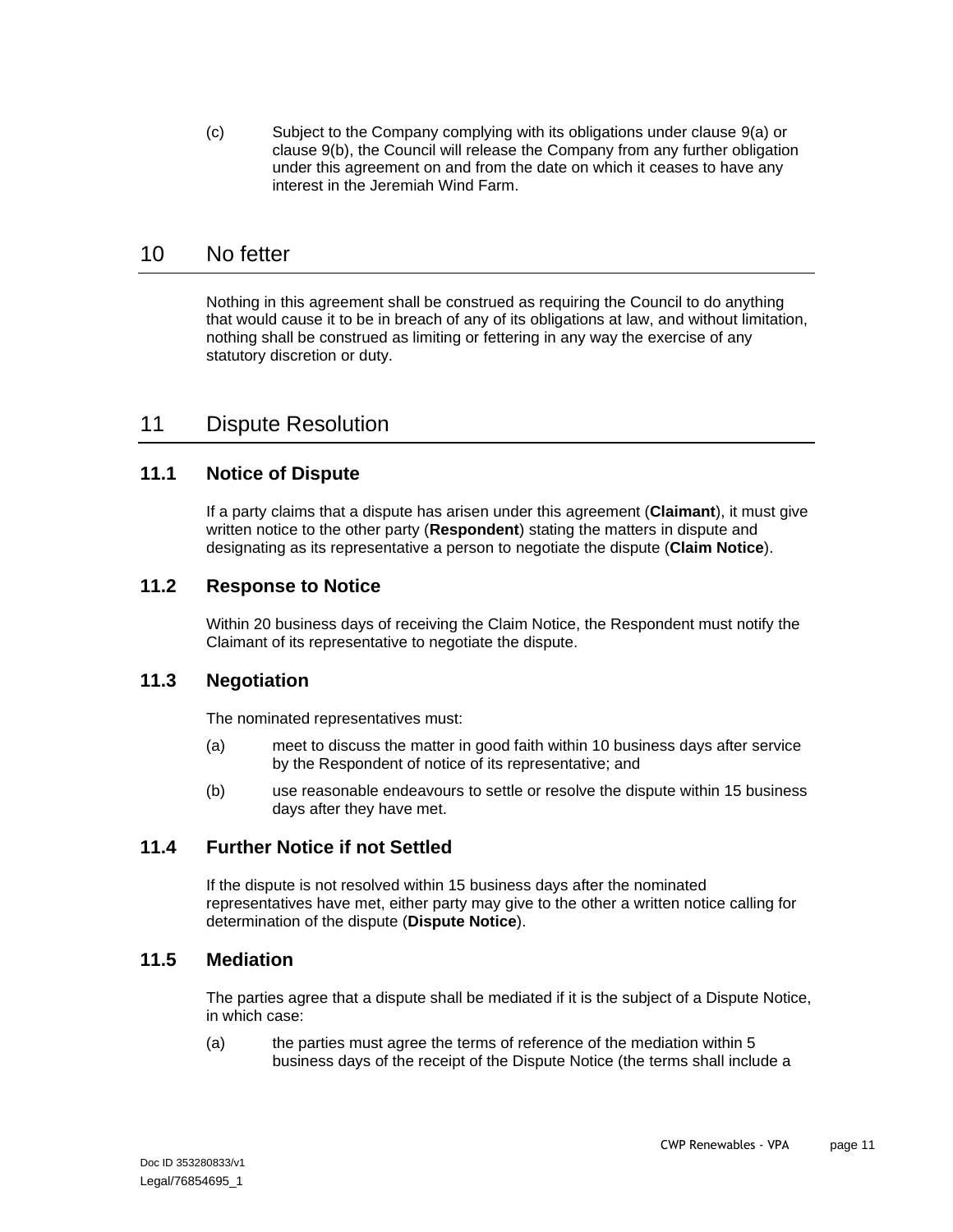(c) Subject to the Company complying with its obligations under clause 9(a) or clause 9(b), the Council will release the Company from any further obligation under this agreement on and from the date on which it ceases to have any interest in the Jeremiah Wind Farm.

# 10 No fetter

Nothing in this agreement shall be construed as requiring the Council to do anything that would cause it to be in breach of any of its obligations at law, and without limitation, nothing shall be construed as limiting or fettering in any way the exercise of any statutory discretion or duty.

# 11 Dispute Resolution

## 11.1 Notice of Dispute

If a party claims that a dispute has arisen under this agreement (**Claimant**), it must give written notice to the other party (**Respondent**) stating the matters in dispute and designating as its representative a person to negotiate the dispute (**Claim Notice**).

## 11.2 Response to Notice

Within 20 business days of receiving the Claim Notice, the Respondent must notify the Claimant of its representative to negotiate the dispute.

## 11.3 Negotiation

The nominated representatives must:

(a) meet to discuss the matter in good faith within 10 business days after service by the Respondent of notice of its representative; and

(b) use reasonable endeavours to settle or resolve the dispute within 15 business days after they have met.

## 11.4 Further Notice if not Settled

If the dispute is not resolved within 15 business days after the nominated representatives have met, either party may give to the other a written notice calling for determination of the dispute (**Dispute Notice**).

## 11.5 Mediation

The parties agree that a dispute shall be mediated if it is the subject of a Dispute Notice, in which case:

(a) the parties must agree the terms of reference of the mediation within 5 business days of the receipt of the Dispute Notice (the terms shall include a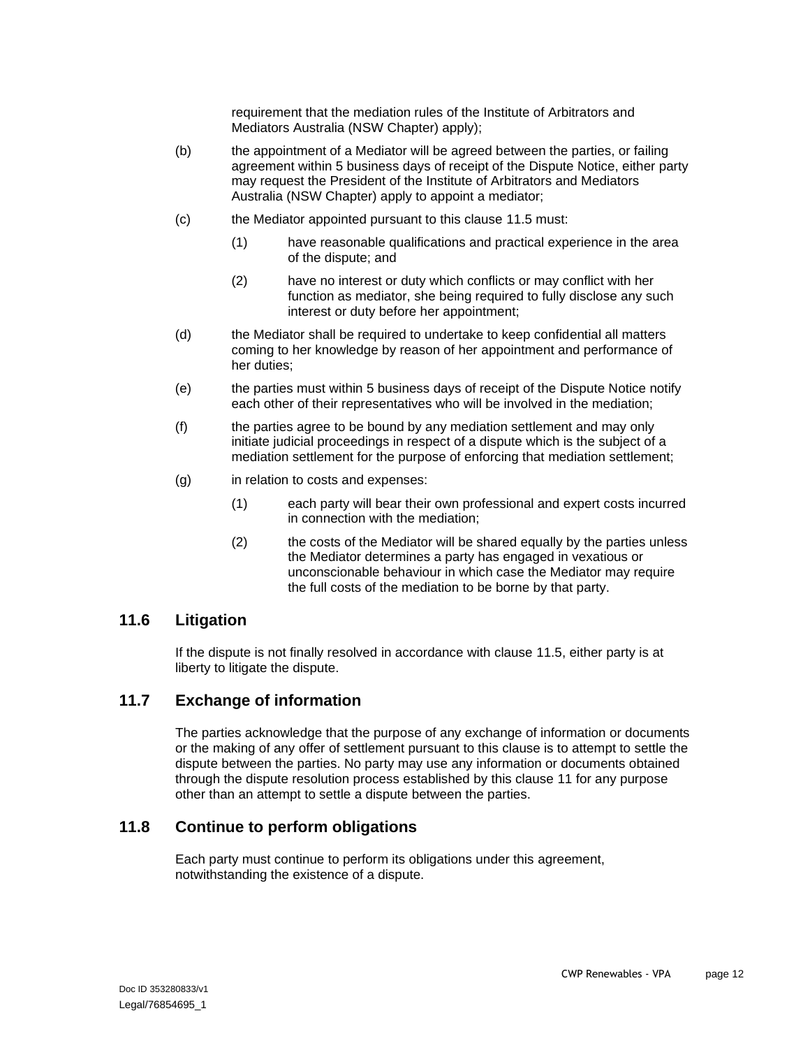requirement that the mediation rules of the Institute of Arbitrators and Mediators Australia (NSW Chapter) apply);

(b) the appointment of a Mediator will be agreed between the parties, or failing agreement within 5 business days of receipt of the Dispute Notice, either party may request the President of the Institute of Arbitrators and Mediators Australia (NSW Chapter) apply to appoint a mediator;

(c) the Mediator appointed pursuant to this clause 11.5 must:

(1) have reasonable qualifications and practical experience in the area of the dispute; and

(2) have no interest or duty which conflicts or may conflict with her function as mediator, she being required to fully disclose any such interest or duty before her appointment;

(d) the Mediator shall be required to undertake to keep confidential all matters coming to her knowledge by reason of her appointment and performance of her duties;

(e) the parties must within 5 business days of receipt of the Dispute Notice notify each other of their representatives who will be involved in the mediation;

(f) the parties agree to be bound by any mediation settlement and may only initiate judicial proceedings in respect of a dispute which is the subject of a mediation settlement for the purpose of enforcing that mediation settlement;

(g) in relation to costs and expenses:

(1) each party will bear their own professional and expert costs incurred in connection with the mediation;

(2) the costs of the Mediator will be shared equally by the parties unless the Mediator determines a party has engaged in vexatious or unconscionable behaviour in which case the Mediator may require the full costs of the mediation to be borne by that party.

## 11.6 Litigation

If the dispute is not finally resolved in accordance with clause 11.5, either party is at liberty to litigate the dispute.

## 11.7 Exchange of information

The parties acknowledge that the purpose of any exchange of information or documents or the making of any offer of settlement pursuant to this clause is to attempt to settle the dispute between the parties. No party may use any information or documents obtained through the dispute resolution process established by this clause 11 for any purpose other than an attempt to settle a dispute between the parties.

## 11.8 Continue to perform obligations

Each party must continue to perform its obligations under this agreement, notwithstanding the existence of a dispute.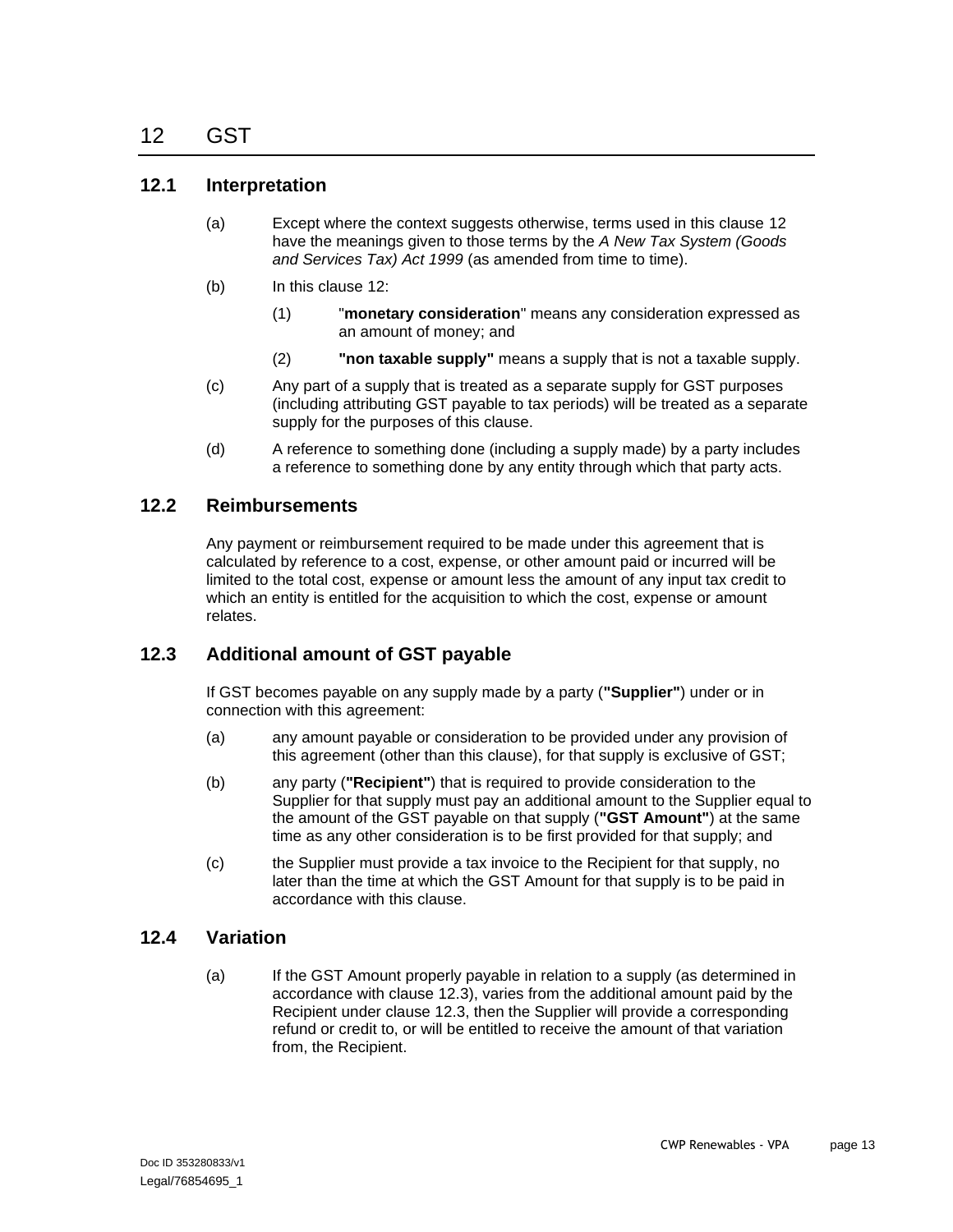# 12 GST

## 12.1 Interpretation

(a) Except where the context suggests otherwise, terms used in this clause 12 have the meanings given to those terms by the *A New Tax System (Goods and Services Tax) Act 1999* (as amended from time to time).

(b) In this clause 12:

(1) "**monetary consideration**" means any consideration expressed as an amount of money; and

(2) **"non taxable supply"** means a supply that is not a taxable supply.

(c) Any part of a supply that is treated as a separate supply for GST purposes (including attributing GST payable to tax periods) will be treated as a separate supply for the purposes of this clause.

(d) A reference to something done (including a supply made) by a party includes a reference to something done by any entity through which that party acts.

## 12.2 Reimbursements

Any payment or reimbursement required to be made under this agreement that is calculated by reference to a cost, expense, or other amount paid or incurred will be limited to the total cost, expense or amount less the amount of any input tax credit to which an entity is entitled for the acquisition to which the cost, expense or amount relates.

## 12.3 Additional amount of GST payable

If GST becomes payable on any supply made by a party (**"Supplier"**) under or in connection with this agreement:

(a) any amount payable or consideration to be provided under any provision of this agreement (other than this clause), for that supply is exclusive of GST;

(b) any party (**"Recipient"**) that is required to provide consideration to the Supplier for that supply must pay an additional amount to the Supplier equal to the amount of the GST payable on that supply (**"GST Amount"**) at the same time as any other consideration is to be first provided for that supply; and

(c) the Supplier must provide a tax invoice to the Recipient for that supply, no later than the time at which the GST Amount for that supply is to be paid in accordance with this clause.

## 12.4 Variation

(a) If the GST Amount properly payable in relation to a supply (as determined in accordance with clause 12.3), varies from the additional amount paid by the Recipient under clause 12.3, then the Supplier will provide a corresponding refund or credit to, or will be entitled to receive the amount of that variation from, the Recipient.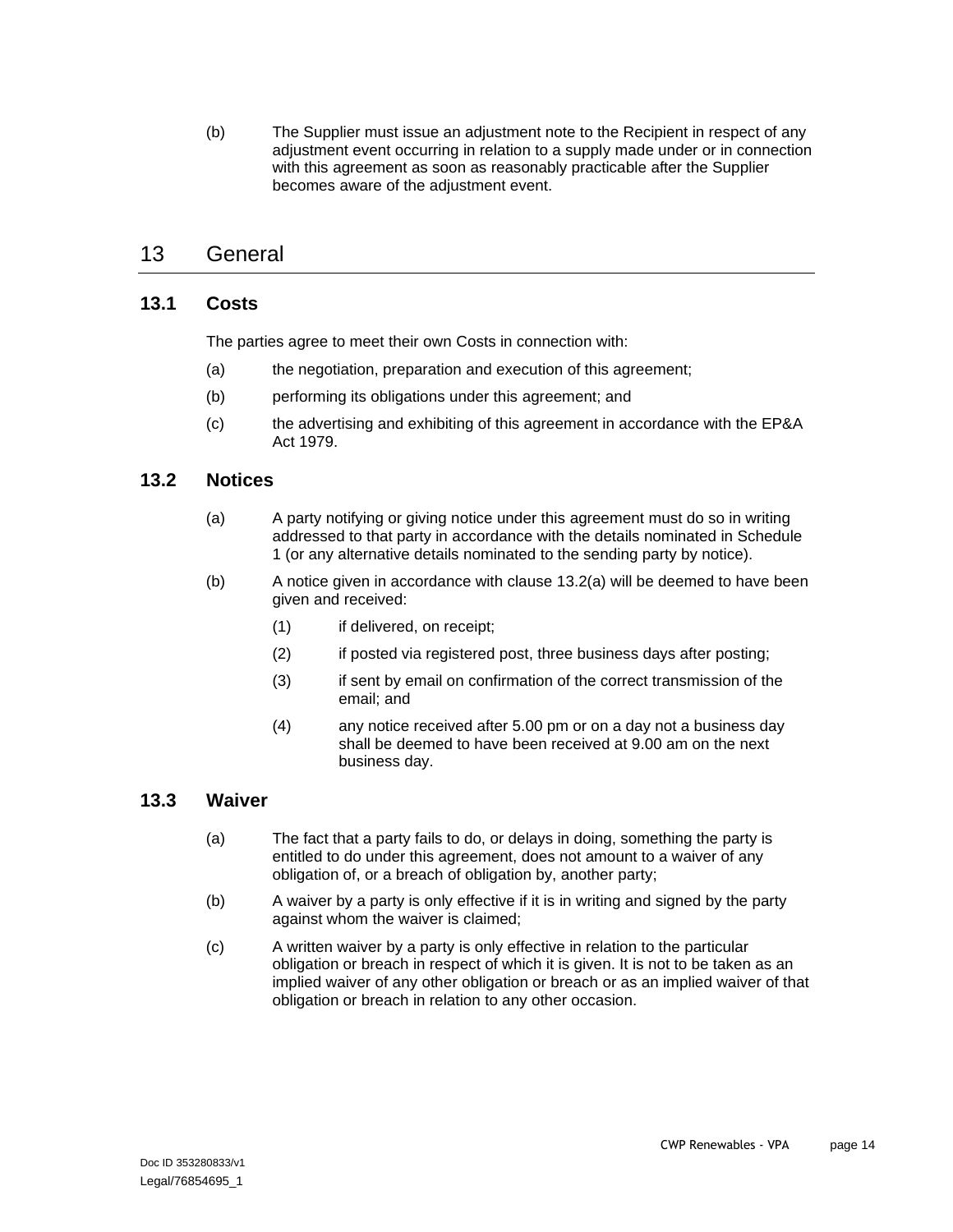(b) The Supplier must issue an adjustment note to the Recipient in respect of any adjustment event occurring in relation to a supply made under or in connection with this agreement as soon as reasonably practicable after the Supplier becomes aware of the adjustment event.

# 13 General

## 13.1 Costs

The parties agree to meet their own Costs in connection with:

(a) the negotiation, preparation and execution of this agreement;

(b) performing its obligations under this agreement; and

(c) the advertising and exhibiting of this agreement in accordance with the EP&A Act 1979.

## 13.2 Notices

(a) A party notifying or giving notice under this agreement must do so in writing addressed to that party in accordance with the details nominated in Schedule 1 (or any alternative details nominated to the sending party by notice).

(b) A notice given in accordance with clause 13.2(a) will be deemed to have been given and received:

(1) if delivered, on receipt;

(2) if posted via registered post, three business days after posting;

(3) if sent by email on confirmation of the correct transmission of the email; and

(4) any notice received after 5.00 pm or on a day not a business day shall be deemed to have been received at 9.00 am on the next business day.

## 13.3 Waiver

(a) The fact that a party fails to do, or delays in doing, something the party is entitled to do under this agreement, does not amount to a waiver of any obligation of, or a breach of obligation by, another party;

(b) A waiver by a party is only effective if it is in writing and signed by the party against whom the waiver is claimed;

(c) A written waiver by a party is only effective in relation to the particular obligation or breach in respect of which it is given. It is not to be taken as an implied waiver of any other obligation or breach or as an implied waiver of that obligation or breach in relation to any other occasion.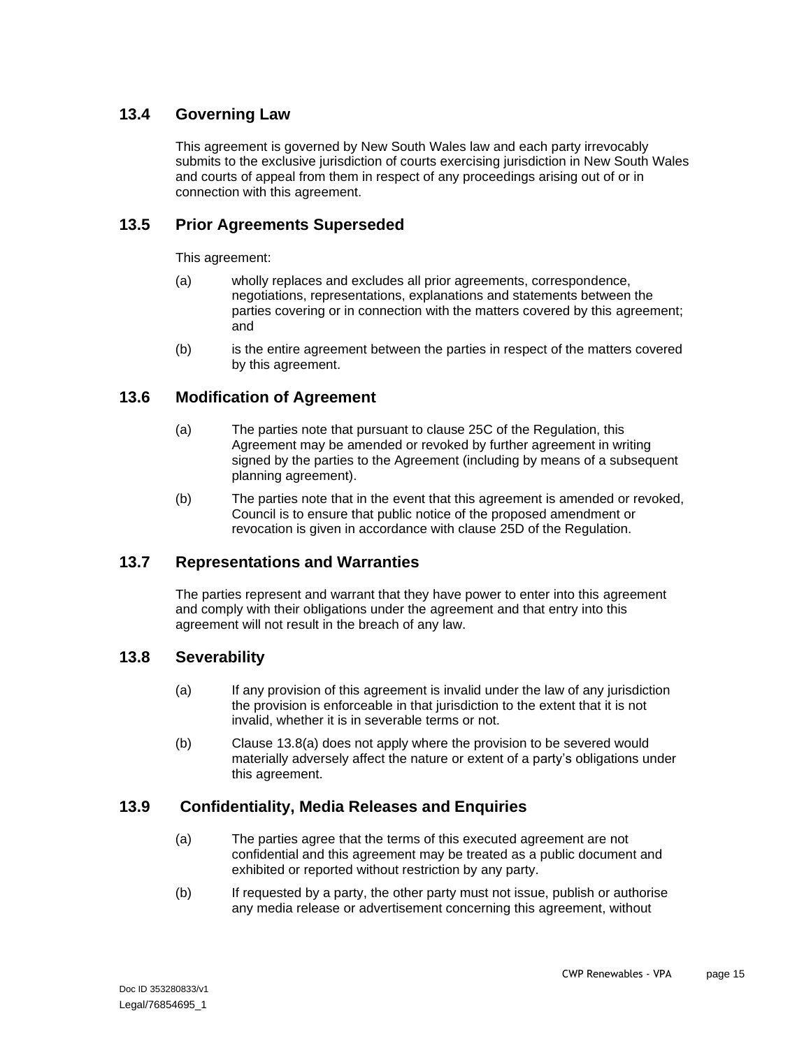### 13.4 Governing Law

This agreement is governed by New South Wales law and each party irrevocably submits to the exclusive jurisdiction of courts exercising jurisdiction in New South Wales and courts of appeal from them in respect of any proceedings arising out of or in connection with this agreement.

### 13.5 Prior Agreements Superseded

This agreement:

(a) wholly replaces and excludes all prior agreements, correspondence, negotiations, representations, explanations and statements between the parties covering or in connection with the matters covered by this agreement; and

(b) is the entire agreement between the parties in respect of the matters covered by this agreement.

### 13.6 Modification of Agreement

(a) The parties note that pursuant to clause 25C of the Regulation, this Agreement may be amended or revoked by further agreement in writing signed by the parties to the Agreement (including by means of a subsequent planning agreement).

(b) The parties note that in the event that this agreement is amended or revoked, Council is to ensure that public notice of the proposed amendment or revocation is given in accordance with clause 25D of the Regulation.

### 13.7 Representations and Warranties

The parties represent and warrant that they have power to enter into this agreement and comply with their obligations under the agreement and that entry into this agreement will not result in the breach of any law.

### 13.8 Severability

(a) If any provision of this agreement is invalid under the law of any jurisdiction the provision is enforceable in that jurisdiction to the extent that it is not invalid, whether it is in severable terms or not.

(b) Clause 13.8(a) does not apply where the provision to be severed would materially adversely affect the nature or extent of a party's obligations under this agreement.

### 13.9 Confidentiality, Media Releases and Enquiries

(a) The parties agree that the terms of this executed agreement are not confidential and this agreement may be treated as a public document and exhibited or reported without restriction by any party.

(b) If requested by a party, the other party must not issue, publish or authorise any media release or advertisement concerning this agreement, without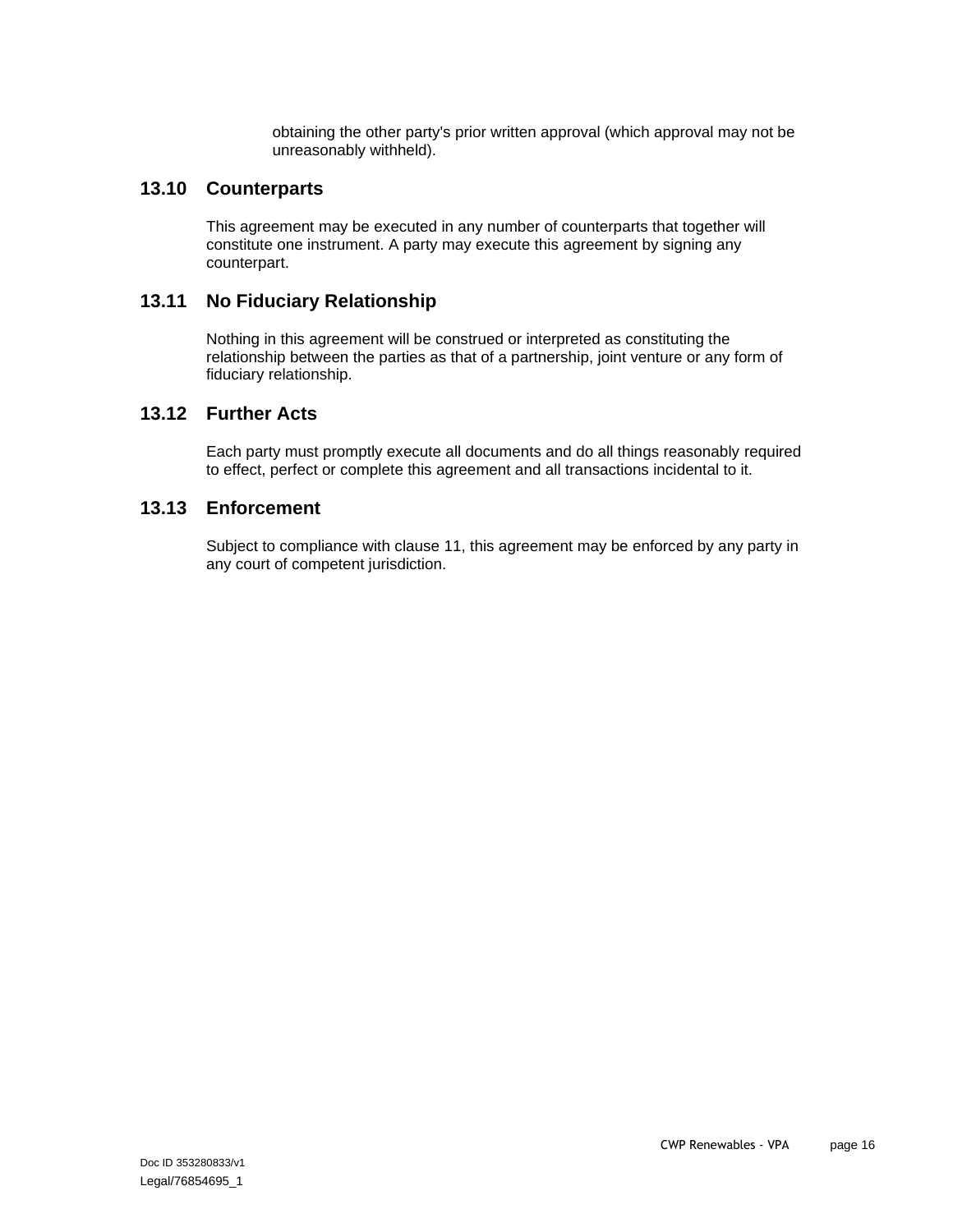obtaining the other party's prior written approval (which approval may not be unreasonably withheld).

## 13.10 Counterparts

This agreement may be executed in any number of counterparts that together will constitute one instrument. A party may execute this agreement by signing any counterpart.

## 13.11 No Fiduciary Relationship

Nothing in this agreement will be construed or interpreted as constituting the relationship between the parties as that of a partnership, joint venture or any form of fiduciary relationship.

## 13.12 Further Acts

Each party must promptly execute all documents and do all things reasonably required to effect, perfect or complete this agreement and all transactions incidental to it.

## 13.13 Enforcement

Subject to compliance with clause 11, this agreement may be enforced by any party in any court of competent jurisdiction.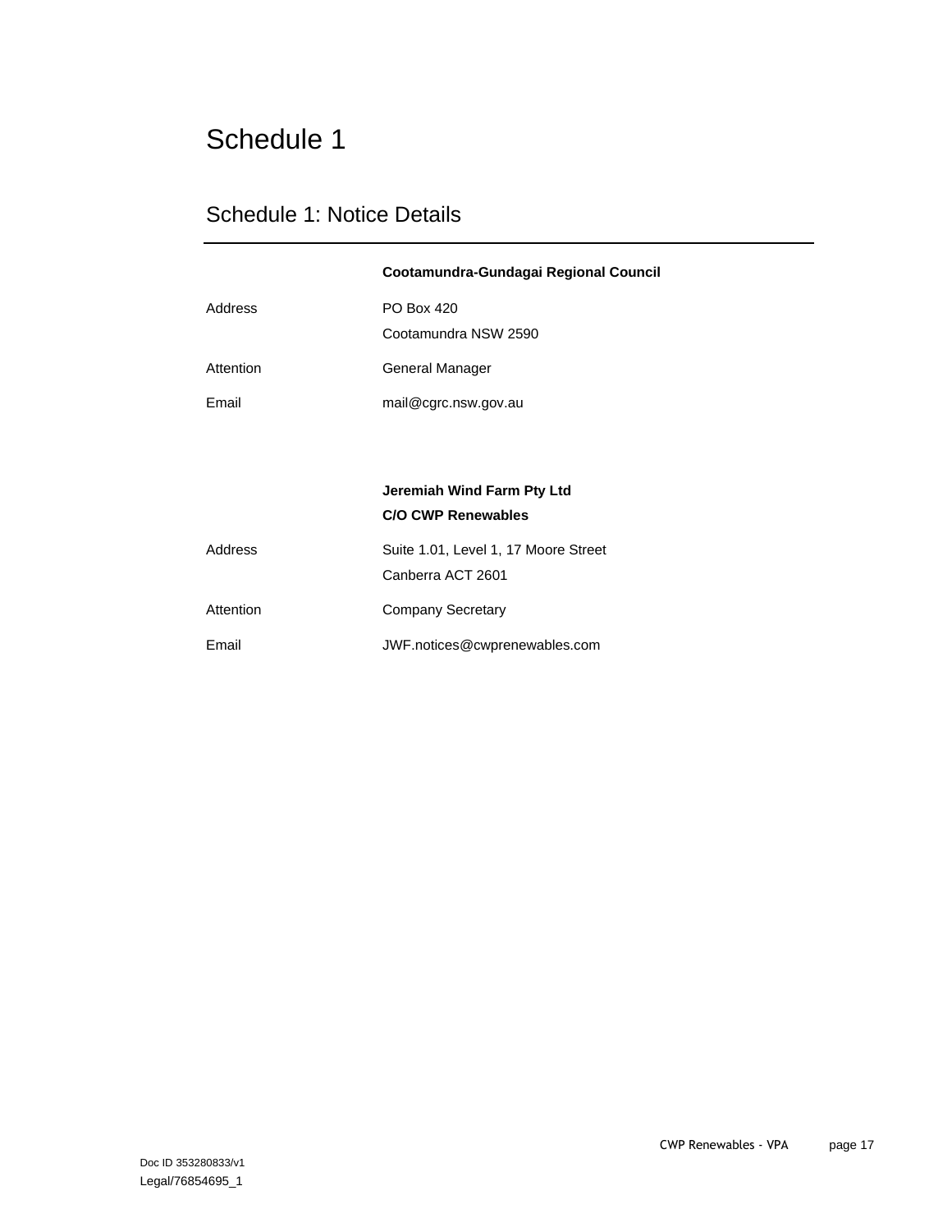# Schedule 1

## Schedule 1: Notice Details

| | **Cootamundra-Gundagai Regional Council** |
|---|---|
| Address | PO Box 420<br>Cootamundra NSW 2590 |
| Attention | General Manager |
| Email | mail@cgrc.nsw.gov.au |

| | **Jeremiah Wind Farm Pty Ltd**<br>**C/O CWP Renewables** |
|---|---|
| Address | Suite 1.01, Level 1, 17 Moore Street<br>Canberra ACT 2601 |
| Attention | Company Secretary |
| Email | JWF.notices@cwprenewables.com |

Doc ID 353280833/v1
Legal/76854695_1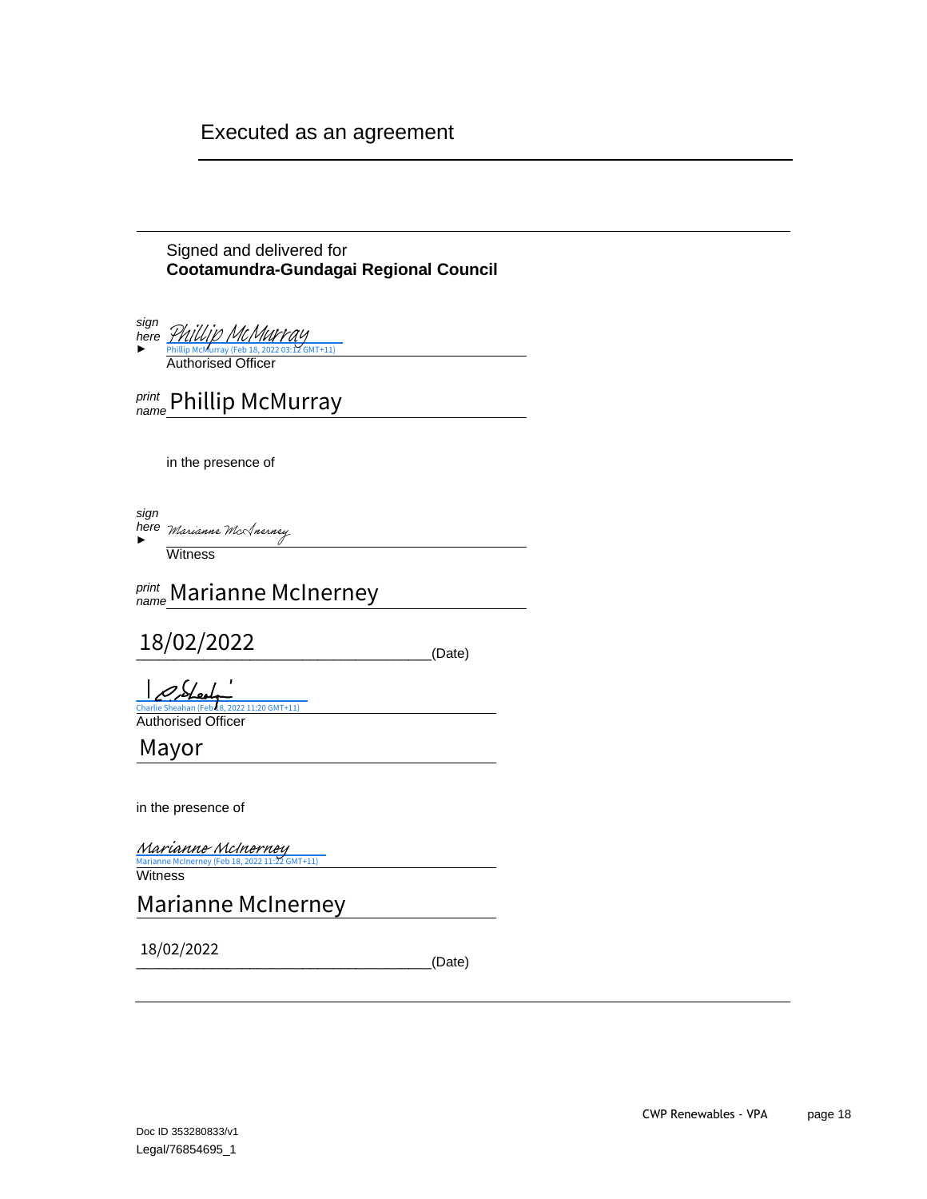# Executed as an agreement

Signed and delivered for
**Cootamundra-Gundagai Regional Council**

*sign here* ► Phillip McMurray
Phillip McMurray (Feb 18, 2022 03:12 GMT+11)
Authorised Officer

*print name* Phillip McMurray

in the presence of

*sign here* ► Marianne McInerney
Witness

*print name* Marianne McInerney

18/02/2022 (Date)

Charlie Sheahan (Feb 18, 2022 11:20 GMT+11)
Authorised Officer

Mayor

in the presence of

Marianne McInerney
Marianne McInerney (Feb 18, 2022 11:22 GMT+11)
Witness

Marianne McInerney

18/02/2022 (Date)

Doc ID 353280833/v1
Legal/76854695_1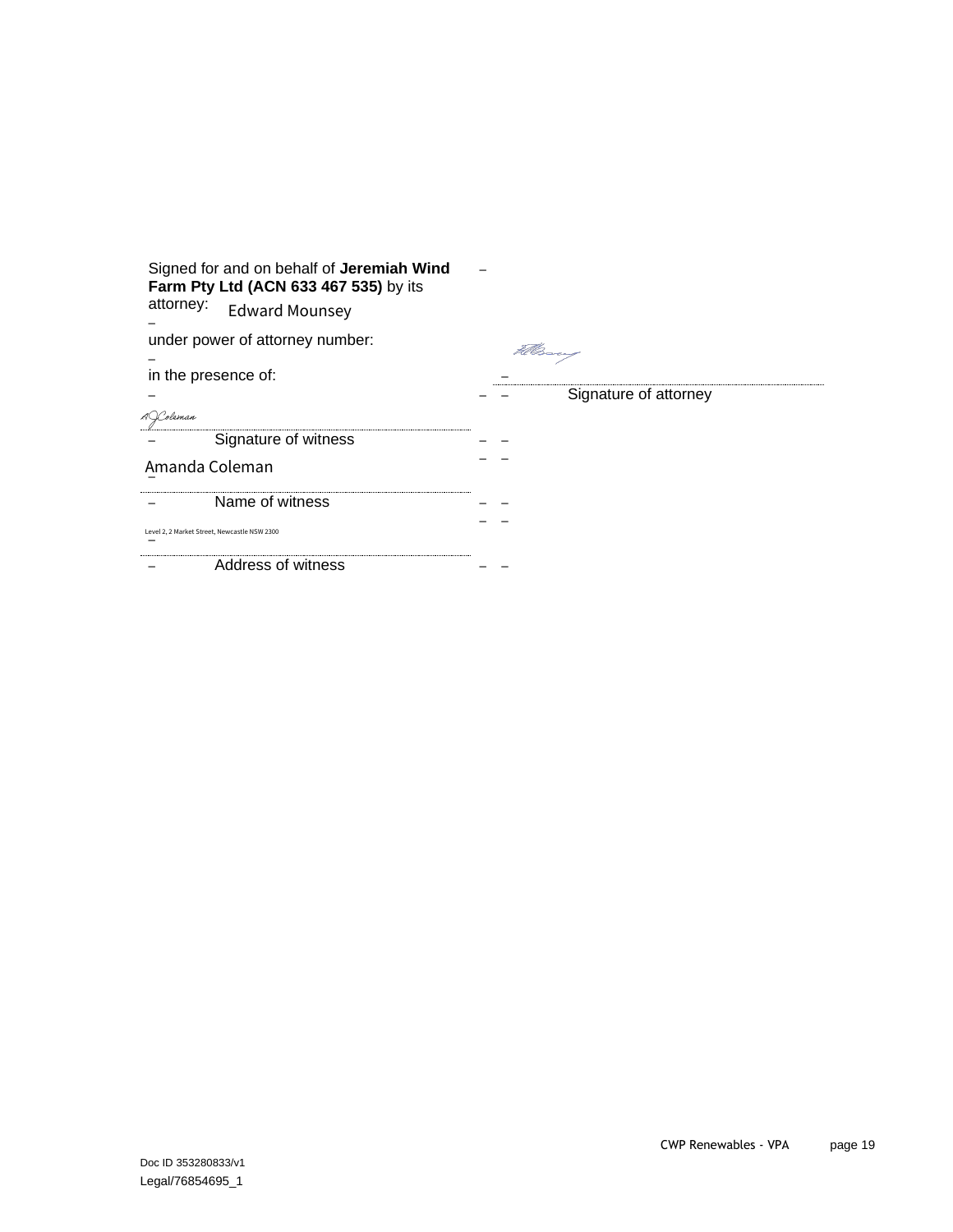Signed for and on behalf of **Jeremiah Wind Farm Pty Ltd (ACN 633 467 535)** by its attorney: Edward Mounsey

under power of attorney number:

in the presence of:

| | |
|---|---|
| Signature of witness | Signature of attorney |
| Amanda Coleman | |
| Name of witness | |
| Level 2, 2 Market Street, Newcastle NSW 2300 | |
| Address of witness | |

Doc ID 353280833/v1
Legal/76854695_1